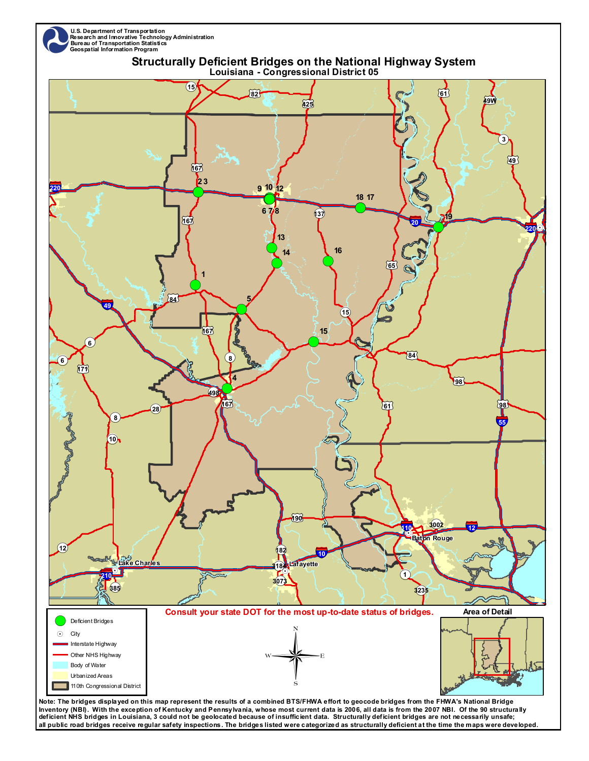U.S. Department of Transportation
Research and Innovative Technology Administration
Bureau of Transportation Statistics
Geospatial Information Program

# Structurally Deficient Bridges on the National Highway System

## Louisiana - Congressional District 05

**Consult your state DOT for the most up-to-date status of bridges.**

Legend:
- Deficient Bridges
- City
- Interstate Highway
- Other NHS Highway
- Body of Water
- Urbanized Areas
- 110th Congressional District

Area of Detail

**Note: The bridges displayed on this map represent the results of a combined BTS/FHWA effort to geocode bridges from the FHWA's National Bridge Inventory (NBI). With the exception of Kentucky and Pennsylvania, whose most current data is 2006, all data is from the 2007 NBI. Of the 90 structurally deficient NHS bridges in Louisiana, 3 could not be geolocated because of insufficient data. Structurally deficient bridges are not necessarily unsafe; all public road bridges receive regular safety inspections. The bridges listed were categorized as structurally deficient at the time the maps were developed.**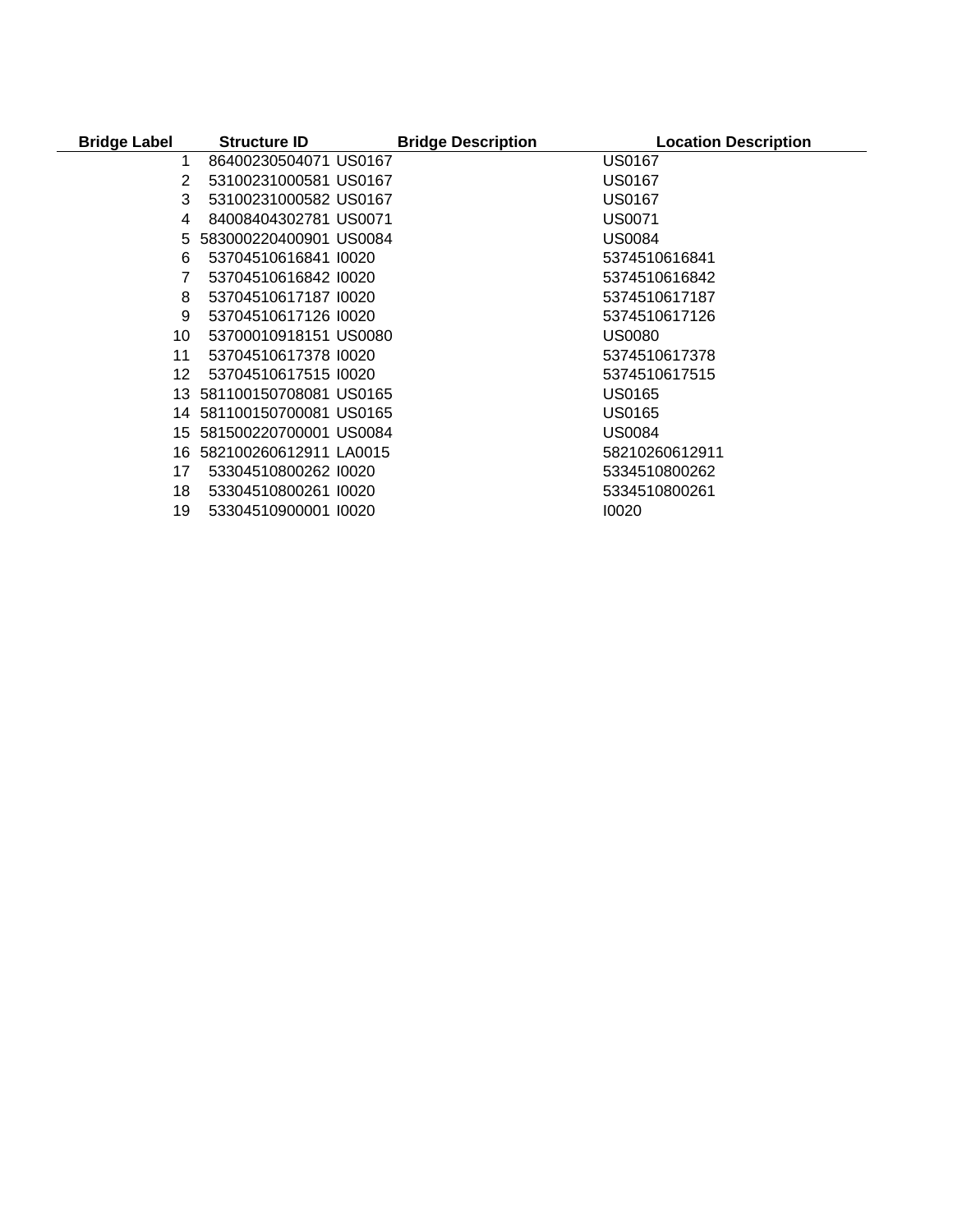| Bridge Label | Structure ID | Bridge Description | Location Description |
|---|---|---|---|
| 1 | 86400230504071 | US0167 | US0167 |
| 2 | 53100231000581 | US0167 | US0167 |
| 3 | 53100231000582 | US0167 | US0167 |
| 4 | 84008404302781 | US0071 | US0071 |
| 5 | 583000220400901 | US0084 | US0084 |
| 6 | 53704510616841 | I0020 | 5374510616841 |
| 7 | 53704510616842 | I0020 | 5374510616842 |
| 8 | 53704510617187 | I0020 | 5374510617187 |
| 9 | 53704510617126 | I0020 | 5374510617126 |
| 10 | 53700010918151 | US0080 | US0080 |
| 11 | 53704510617378 | I0020 | 5374510617378 |
| 12 | 53704510617515 | I0020 | 5374510617515 |
| 13 | 581100150708081 | US0165 | US0165 |
| 14 | 581100150700081 | US0165 | US0165 |
| 15 | 581500220700001 | US0084 | US0084 |
| 16 | 582100260612911 | LA0015 | 58210260612911 |
| 17 | 53304510800262 | I0020 | 5334510800262 |
| 18 | 53304510800261 | I0020 | 5334510800261 |
| 19 | 53304510900001 | I0020 | I0020 |